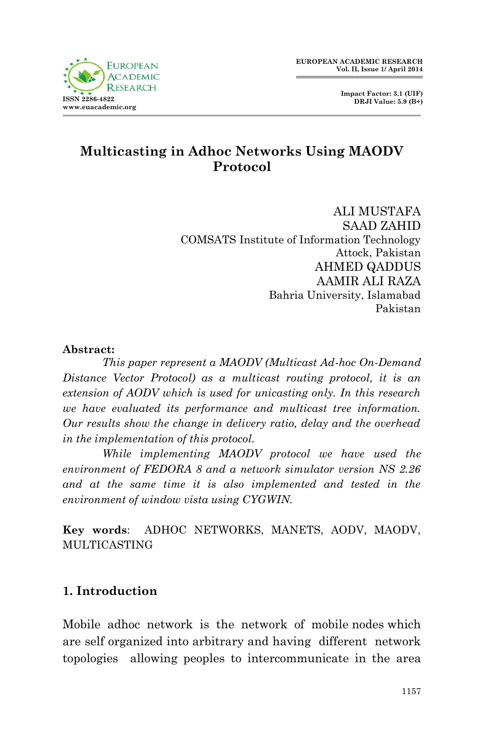# Multicasting in Adhoc Networks Using MAODV Protocol

ALI MUSTAFA
SAAD ZAHID
COMSATS Institute of Information Technology
Attock, Pakistan
AHMED QADDUS
AAMIR ALI RAZA
Bahria University, Islamabad
Pakistan

**Abstract:**

*This paper represent a MAODV (Multicast Ad-hoc On-Demand Distance Vector Protocol) as a multicast routing protocol, it is an extension of AODV which is used for unicasting only. In this research we have evaluated its performance and multicast tree information. Our results show the change in delivery ratio, delay and the overhead in the implementation of this protocol.*

*While implementing MAODV protocol we have used the environment of FEDORA 8 and a network simulator version NS 2.26 and at the same time it is also implemented and tested in the environment of window vista using CYGWIN.*

**Key words**: ADHOC NETWORKS, MANETS, AODV, MAODV, MULTICASTING

## 1. Introduction

Mobile adhoc network is the network of mobile nodes which are self organized into arbitrary and having different network topologies allowing peoples to intercommunicate in the area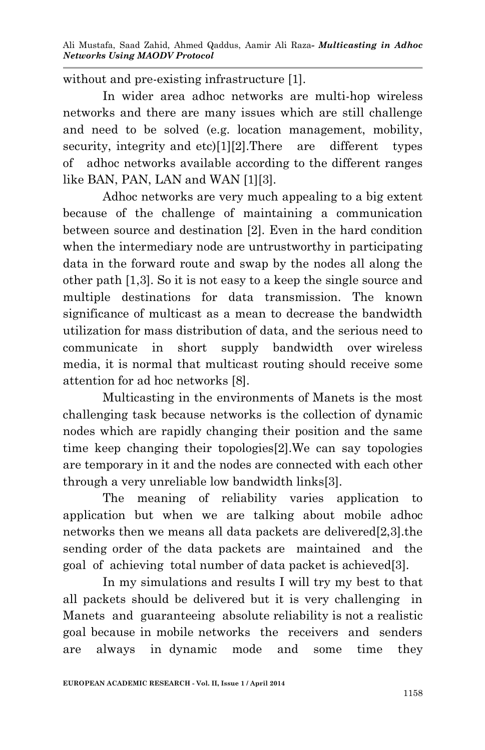without and pre-existing infrastructure [1].

In wider area adhoc networks are multi-hop wireless networks and there are many issues which are still challenge and need to be solved (e.g. location management, mobility, security, integrity and etc)[1][2].There are different types of adhoc networks available according to the different ranges like BAN, PAN, LAN and WAN [1][3].

Adhoc networks are very much appealing to a big extent because of the challenge of maintaining a communication between source and destination [2]. Even in the hard condition when the intermediary node are untrustworthy in participating data in the forward route and swap by the nodes all along the other path [1,3]. So it is not easy to a keep the single source and multiple destinations for data transmission. The known significance of multicast as a mean to decrease the bandwidth utilization for mass distribution of data, and the serious need to communicate in short supply bandwidth over wireless media, it is normal that multicast routing should receive some attention for ad hoc networks [8].

Multicasting in the environments of Manets is the most challenging task because networks is the collection of dynamic nodes which are rapidly changing their position and the same time keep changing their topologies[2].We can say topologies are temporary in it and the nodes are connected with each other through a very unreliable low bandwidth links[3].

The meaning of reliability varies application to application but when we are talking about mobile adhoc networks then we means all data packets are delivered[2,3].the sending order of the data packets are maintained and the goal of achieving total number of data packet is achieved[3].

In my simulations and results I will try my best to that all packets should be delivered but it is very challenging in Manets and guaranteeing absolute reliability is not a realistic goal because in mobile networks the receivers and senders are always in dynamic mode and some time they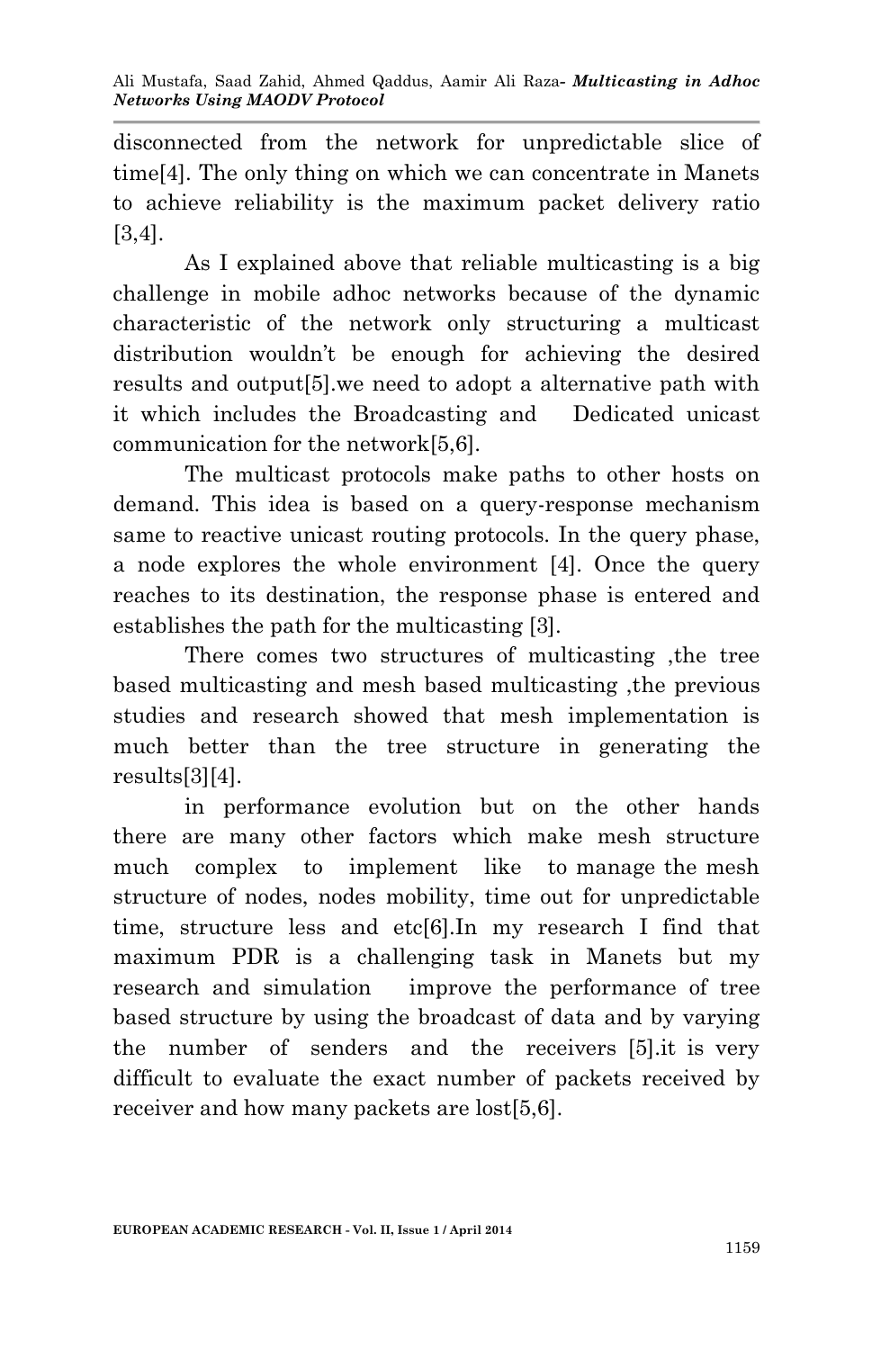disconnected from the network for unpredictable slice of time[4]. The only thing on which we can concentrate in Manets to achieve reliability is the maximum packet delivery ratio [3,4].

As I explained above that reliable multicasting is a big challenge in mobile adhoc networks because of the dynamic characteristic of the network only structuring a multicast distribution wouldn't be enough for achieving the desired results and output[5].we need to adopt a alternative path with it which includes the Broadcasting and Dedicated unicast communication for the network[5,6].

The multicast protocols make paths to other hosts on demand. This idea is based on a query-response mechanism same to reactive unicast routing protocols. In the query phase, a node explores the whole environment [4]. Once the query reaches to its destination, the response phase is entered and establishes the path for the multicasting [3].

There comes two structures of multicasting ,the tree based multicasting and mesh based multicasting ,the previous studies and research showed that mesh implementation is much better than the tree structure in generating the results[3][4].

in performance evolution but on the other hands there are many other factors which make mesh structure much complex to implement like to manage the mesh structure of nodes, nodes mobility, time out for unpredictable time, structure less and etc[6].In my research I find that maximum PDR is a challenging task in Manets but my research and simulation improve the performance of tree based structure by using the broadcast of data and by varying the number of senders and the receivers [5].it is very difficult to evaluate the exact number of packets received by receiver and how many packets are lost[5,6].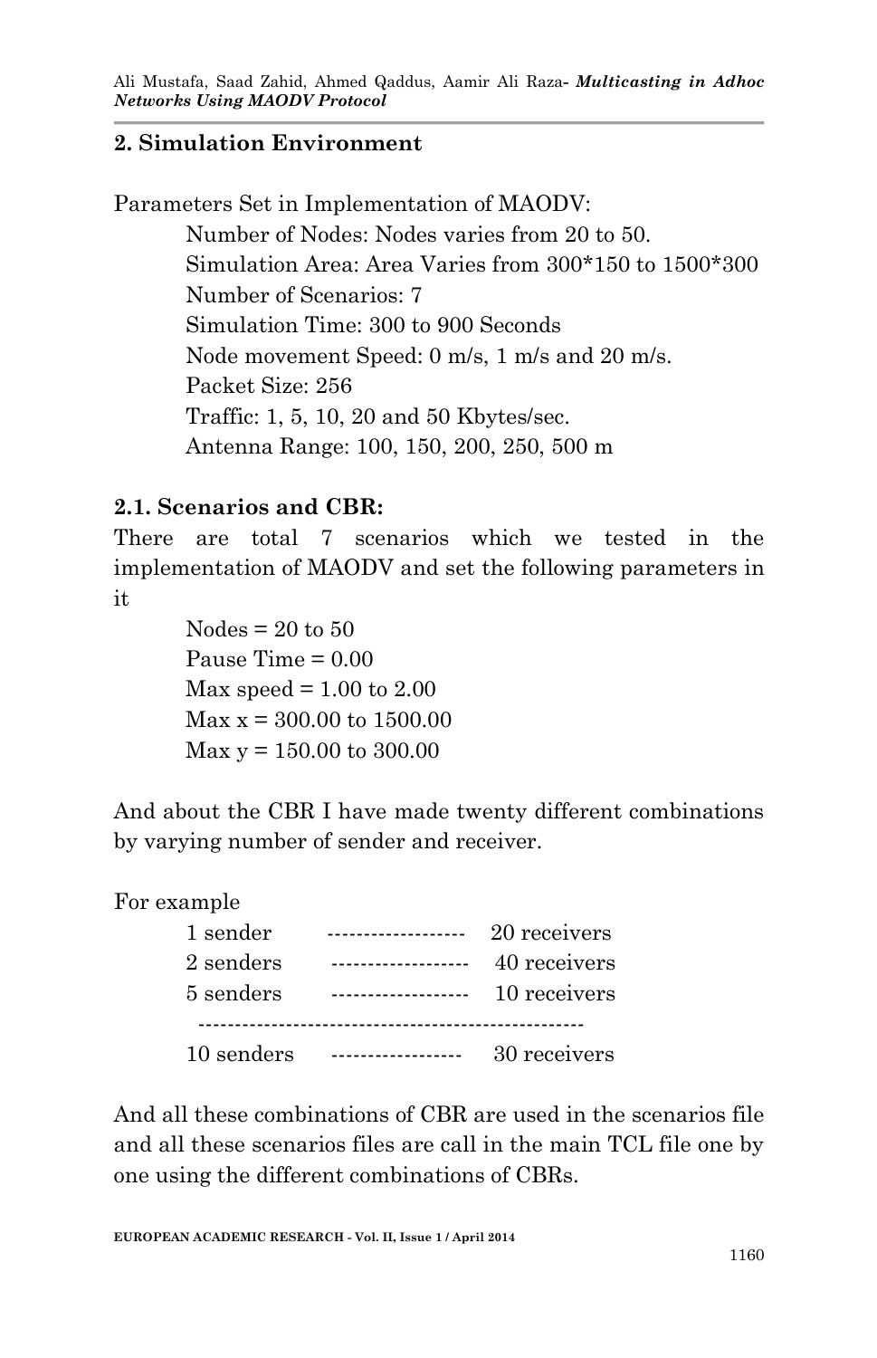## 2. Simulation Environment

Parameters Set in Implementation of MAODV:

Number of Nodes: Nodes varies from 20 to 50.
Simulation Area: Area Varies from 300*150 to 1500*300
Number of Scenarios: 7
Simulation Time: 300 to 900 Seconds
Node movement Speed: 0 m/s, 1 m/s and 20 m/s.
Packet Size: 256
Traffic: 1, 5, 10, 20 and 50 Kbytes/sec.
Antenna Range: 100, 150, 200, 250, 500 m

### 2.1. Scenarios and CBR:

There are total 7 scenarios which we tested in the implementation of MAODV and set the following parameters in it

Nodes = 20 to 50
Pause Time = 0.00
Max speed = 1.00 to 2.00
Max x = 300.00 to 1500.00
Max y = 150.00 to 300.00

And about the CBR I have made twenty different combinations by varying number of sender and receiver.

For example

1 sender ------------------- 20 receivers
2 senders ------------------- 40 receivers
5 senders ------------------- 10 receivers
----------------------------------------------------
10 senders ------------------ 30 receivers

And all these combinations of CBR are used in the scenarios file and all these scenarios files are call in the main TCL file one by one using the different combinations of CBRs.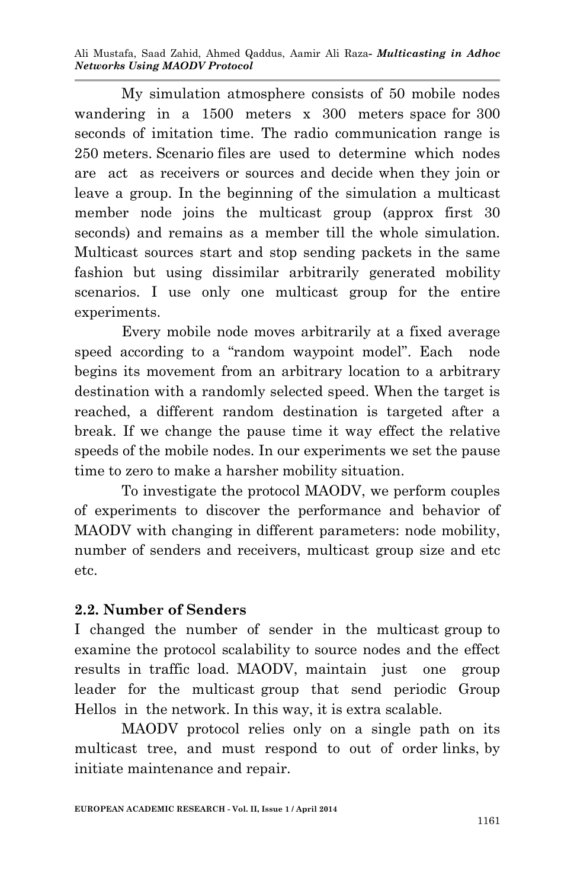My simulation atmosphere consists of 50 mobile nodes wandering in a 1500 meters x 300 meters space for 300 seconds of imitation time. The radio communication range is 250 meters. Scenario files are used to determine which nodes are act as receivers or sources and decide when they join or leave a group. In the beginning of the simulation a multicast member node joins the multicast group (approx first 30 seconds) and remains as a member till the whole simulation. Multicast sources start and stop sending packets in the same fashion but using dissimilar arbitrarily generated mobility scenarios. I use only one multicast group for the entire experiments.

Every mobile node moves arbitrarily at a fixed average speed according to a "random waypoint model". Each node begins its movement from an arbitrary location to a arbitrary destination with a randomly selected speed. When the target is reached, a different random destination is targeted after a break. If we change the pause time it way effect the relative speeds of the mobile nodes. In our experiments we set the pause time to zero to make a harsher mobility situation.

To investigate the protocol MAODV, we perform couples of experiments to discover the performance and behavior of MAODV with changing in different parameters: node mobility, number of senders and receivers, multicast group size and etc etc.

## 2.2. Number of Senders

I changed the number of sender in the multicast group to examine the protocol scalability to source nodes and the effect results in traffic load. MAODV, maintain just one group leader for the multicast group that send periodic Group Hellos in the network. In this way, it is extra scalable.

MAODV protocol relies only on a single path on its multicast tree, and must respond to out of order links, by initiate maintenance and repair.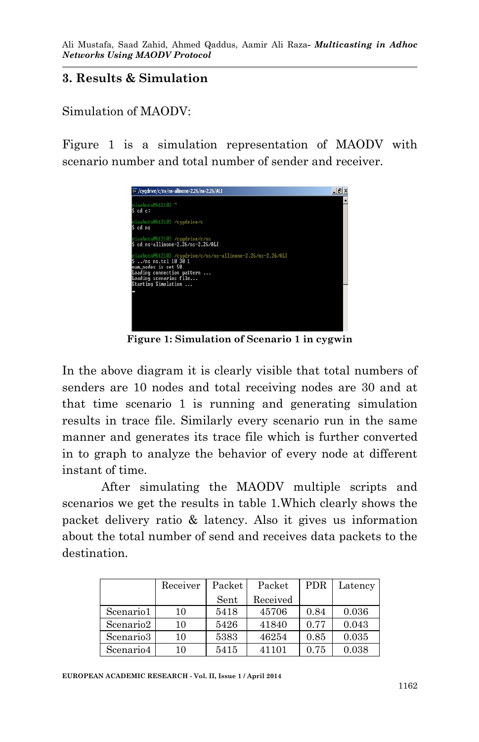## 3. Results & Simulation

Simulation of MAODV:

Figure 1 is a simulation representation of MAODV with scenario number and total number of sender and receiver.

**Figure 1: Simulation of Scenario 1 in cygwin**

In the above diagram it is clearly visible that total numbers of senders are 10 nodes and total receiving nodes are 30 and at that time scenario 1 is running and generating simulation results in trace file. Similarly every scenario run in the same manner and generates its trace file which is further converted in to graph to analyze the behavior of every node at different instant of time.

After simulating the MAODV multiple scripts and scenarios we get the results in table 1.Which clearly shows the packet delivery ratio & latency. Also it gives us information about the total number of send and receives data packets to the destination.

| | Receiver | Packet Sent | Packet Received | PDR | Latency |
|---|---|---|---|---|---|
| Scenario1 | 10 | 5418 | 45706 | 0.84 | 0.036 |
| Scenario2 | 10 | 5426 | 41840 | 0.77 | 0.043 |
| Scenario3 | 10 | 5383 | 46254 | 0.85 | 0.035 |
| Scenario4 | 10 | 5415 | 41101 | 0.75 | 0.038 |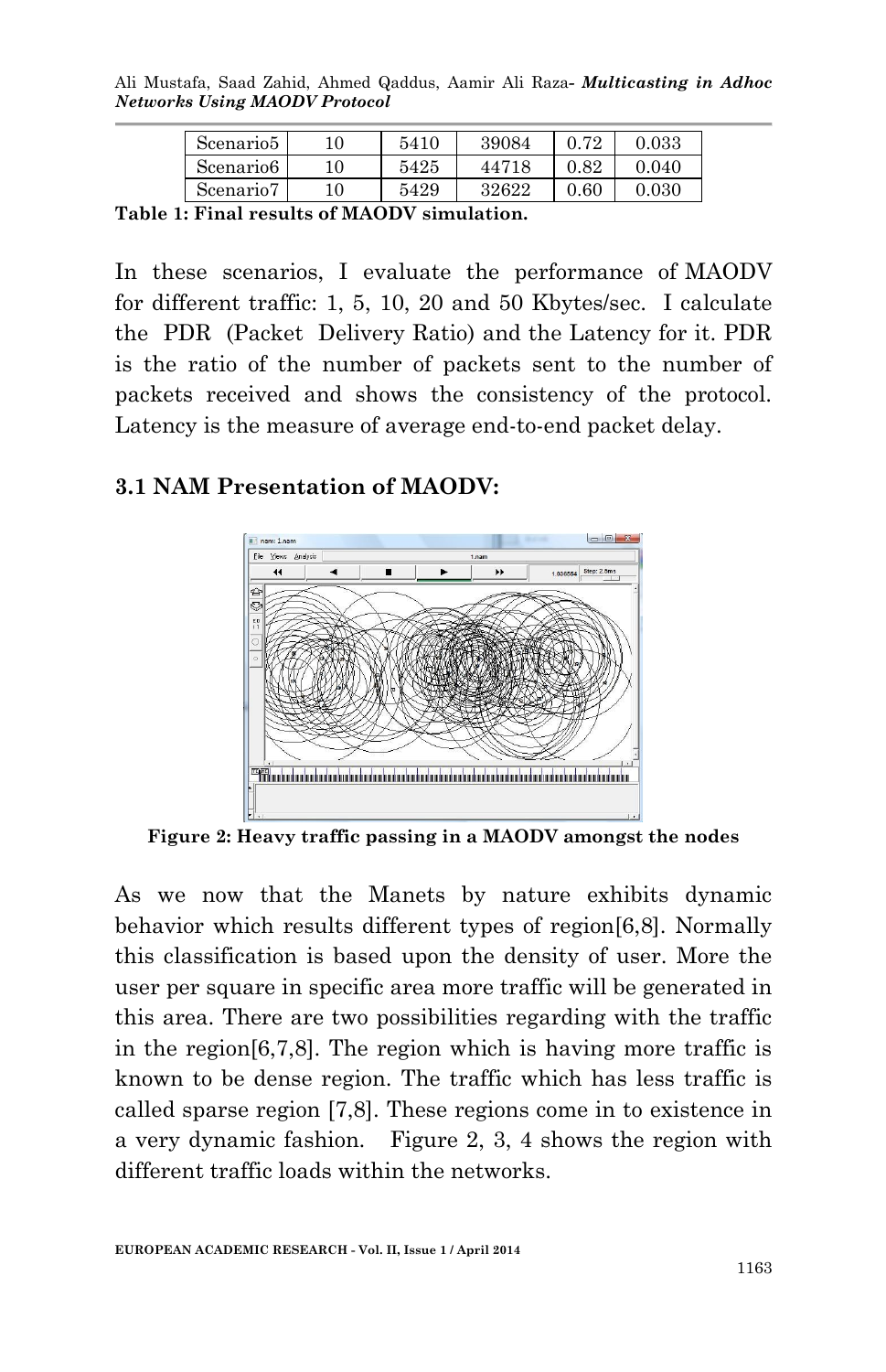| Scenario5 | 10 | 5410 | 39084 | 0.72 | 0.033 |
|---|---|---|---|---|---|
| Scenario6 | 10 | 5425 | 44718 | 0.82 | 0.040 |
| Scenario7 | 10 | 5429 | 32622 | 0.60 | 0.030 |

**Table 1: Final results of MAODV simulation.**

In these scenarios, I evaluate the performance of MAODV for different traffic: 1, 5, 10, 20 and 50 Kbytes/sec. I calculate the PDR (Packet Delivery Ratio) and the Latency for it. PDR is the ratio of the number of packets sent to the number of packets received and shows the consistency of the protocol. Latency is the measure of average end-to-end packet delay.

### 3.1 NAM Presentation of MAODV:

**Figure 2: Heavy traffic passing in a MAODV amongst the nodes**

As we now that the Manets by nature exhibits dynamic behavior which results different types of region[6,8]. Normally this classification is based upon the density of user. More the user per square in specific area more traffic will be generated in this area. There are two possibilities regarding with the traffic in the region[6,7,8]. The region which is having more traffic is known to be dense region. The traffic which has less traffic is called sparse region [7,8]. These regions come in to existence in a very dynamic fashion. Figure 2, 3, 4 shows the region with different traffic loads within the networks.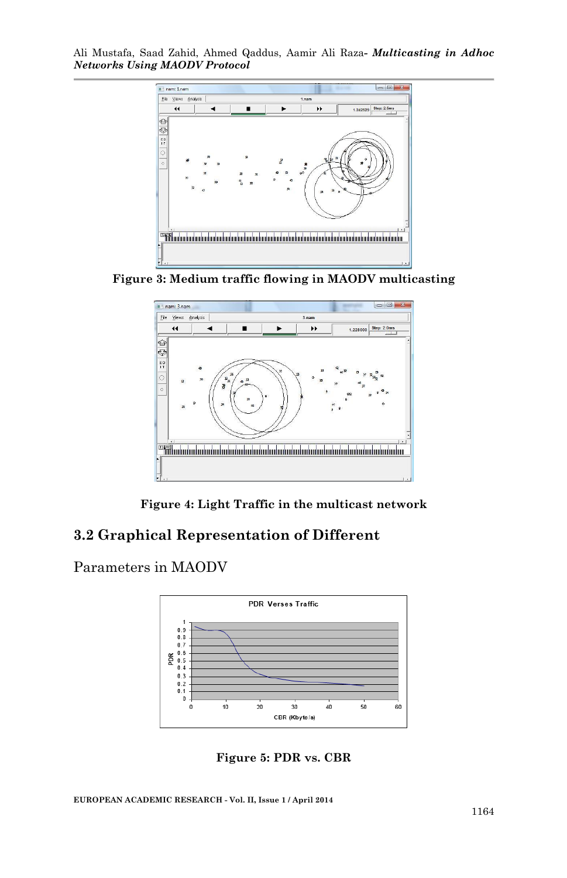Figure 3: Medium traffic flowing in MAODV multicasting

Figure 4: Light Traffic in the multicast network

## 3.2 Graphical Representation of Different

Parameters in MAODV

Figure 5: PDR vs. CBR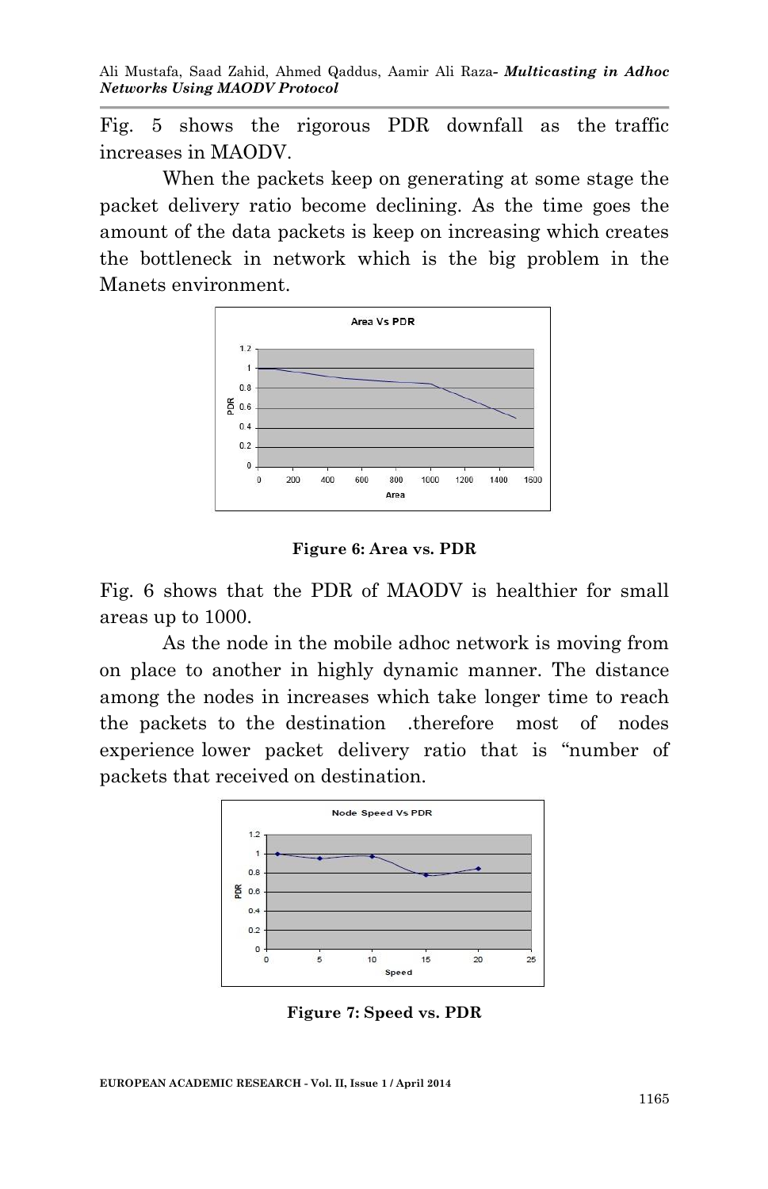Fig. 5 shows the rigorous PDR downfall as the traffic increases in MAODV.

When the packets keep on generating at some stage the packet delivery ratio become declining. As the time goes the amount of the data packets is keep on increasing which creates the bottleneck in network which is the big problem in the Manets environment.

**Figure 6: Area vs. PDR**

Fig. 6 shows that the PDR of MAODV is healthier for small areas up to 1000.

As the node in the mobile adhoc network is moving from on place to another in highly dynamic manner. The distance among the nodes in increases which take longer time to reach the packets to the destination .therefore most of nodes experience lower packet delivery ratio that is "number of packets that received on destination.

**Figure 7: Speed vs. PDR**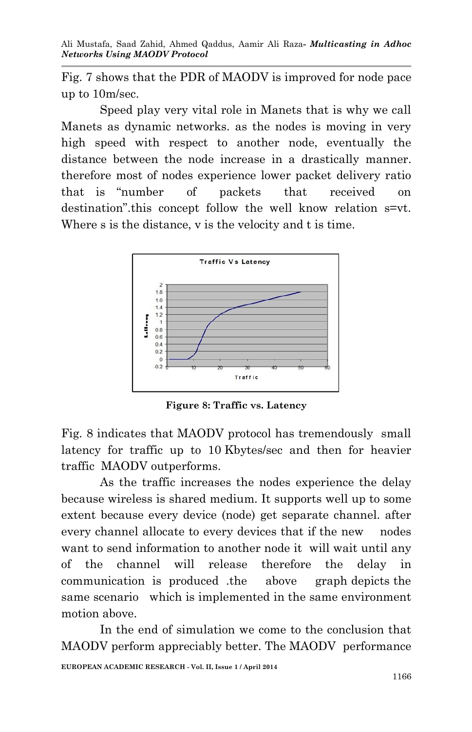Fig. 7 shows that the PDR of MAODV is improved for node pace up to 10m/sec.

Speed play very vital role in Manets that is why we call Manets as dynamic networks. as the nodes is moving in very high speed with respect to another node, eventually the distance between the node increase in a drastically manner. therefore most of nodes experience lower packet delivery ratio that is "number of packets that received on destination".this concept follow the well know relation s=vt. Where s is the distance, v is the velocity and t is time.

**Figure 8: Traffic vs. Latency**

Fig. 8 indicates that MAODV protocol has tremendously small latency for traffic up to 10 Kbytes/sec and then for heavier traffic MAODV outperforms.

As the traffic increases the nodes experience the delay because wireless is shared medium. It supports well up to some extent because every device (node) get separate channel. after every channel allocate to every devices that if the new nodes want to send information to another node it will wait until any of the channel will release therefore the delay in communication is produced .the above graph depicts the same scenario which is implemented in the same environment motion above.

In the end of simulation we come to the conclusion that MAODV perform appreciably better. The MAODV performance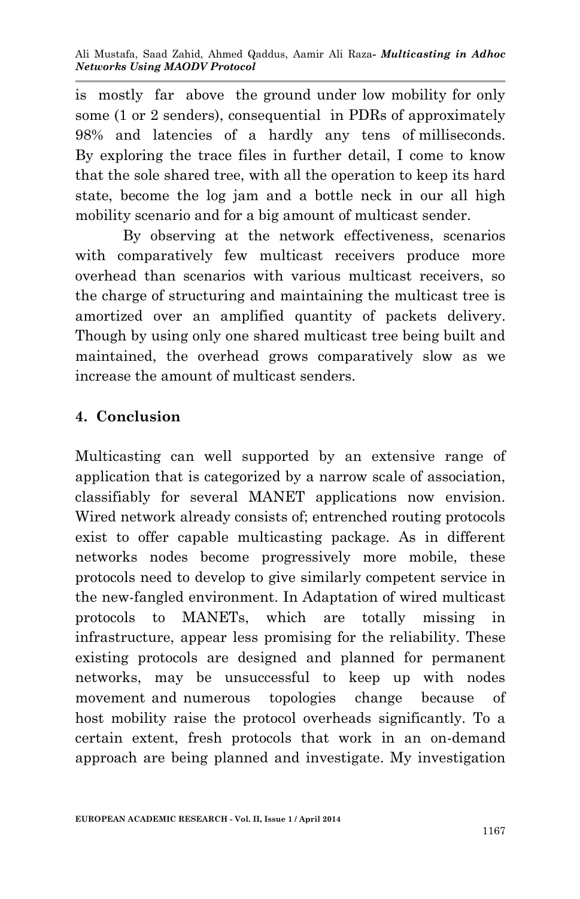is mostly far above the ground under low mobility for only some (1 or 2 senders), consequential in PDRs of approximately 98% and latencies of a hardly any tens of milliseconds. By exploring the trace files in further detail, I come to know that the sole shared tree, with all the operation to keep its hard state, become the log jam and a bottle neck in our all high mobility scenario and for a big amount of multicast sender.

By observing at the network effectiveness, scenarios with comparatively few multicast receivers produce more overhead than scenarios with various multicast receivers, so the charge of structuring and maintaining the multicast tree is amortized over an amplified quantity of packets delivery. Though by using only one shared multicast tree being built and maintained, the overhead grows comparatively slow as we increase the amount of multicast senders.

## 4. Conclusion

Multicasting can well supported by an extensive range of application that is categorized by a narrow scale of association, classifiably for several MANET applications now envision. Wired network already consists of; entrenched routing protocols exist to offer capable multicasting package. As in different networks nodes become progressively more mobile, these protocols need to develop to give similarly competent service in the new-fangled environment. In Adaptation of wired multicast protocols to MANETs, which are totally missing in infrastructure, appear less promising for the reliability. These existing protocols are designed and planned for permanent networks, may be unsuccessful to keep up with nodes movement and numerous topologies change because of host mobility raise the protocol overheads significantly. To a certain extent, fresh protocols that work in an on-demand approach are being planned and investigate. My investigation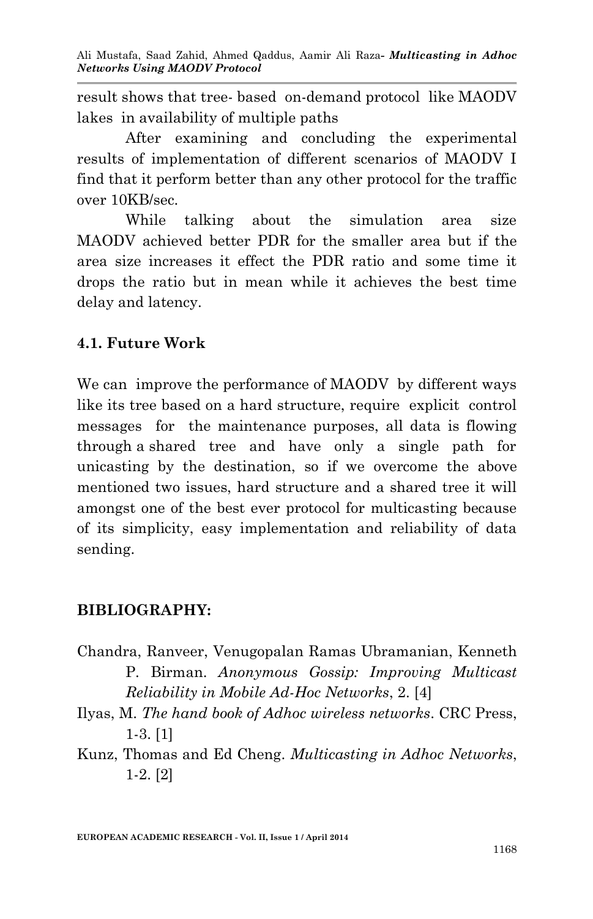result shows that tree- based on-demand protocol like MAODV lakes in availability of multiple paths

After examining and concluding the experimental results of implementation of different scenarios of MAODV I find that it perform better than any other protocol for the traffic over 10KB/sec.

While talking about the simulation area size MAODV achieved better PDR for the smaller area but if the area size increases it effect the PDR ratio and some time it drops the ratio but in mean while it achieves the best time delay and latency.

## 4.1. Future Work

We can improve the performance of MAODV by different ways like its tree based on a hard structure, require explicit control messages for the maintenance purposes, all data is flowing through a shared tree and have only a single path for unicasting by the destination, so if we overcome the above mentioned two issues, hard structure and a shared tree it will amongst one of the best ever protocol for multicasting because of its simplicity, easy implementation and reliability of data sending.

## BIBLIOGRAPHY:

Chandra, Ranveer, Venugopalan Ramas Ubramanian, Kenneth P. Birman. *Anonymous Gossip: Improving Multicast Reliability in Mobile Ad-Hoc Networks*, 2. [4]

Ilyas, M. *The hand book of Adhoc wireless networks*. CRC Press, 1-3. [1]

Kunz, Thomas and Ed Cheng. *Multicasting in Adhoc Networks*, 1-2. [2]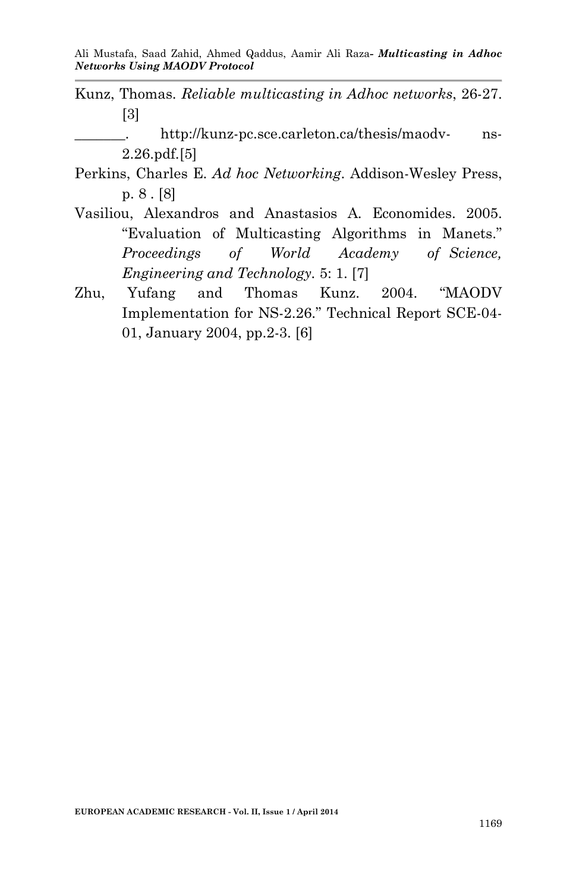Kunz, Thomas. *Reliable multicasting in Adhoc networks*, 26-27. [3]

_______. http://kunz-pc.sce.carleton.ca/thesis/maodv- ns-2.26.pdf.[5]

Perkins, Charles E. *Ad hoc Networking*. Addison-Wesley Press, p. 8 . [8]

Vasiliou, Alexandros and Anastasios A. Economides. 2005. "Evaluation of Multicasting Algorithms in Manets." *Proceedings of World Academy of Science, Engineering and Technology*. 5: 1. [7]

Zhu, Yufang and Thomas Kunz. 2004. "MAODV Implementation for NS-2.26." Technical Report SCE-04-01, January 2004, pp.2-3. [6]